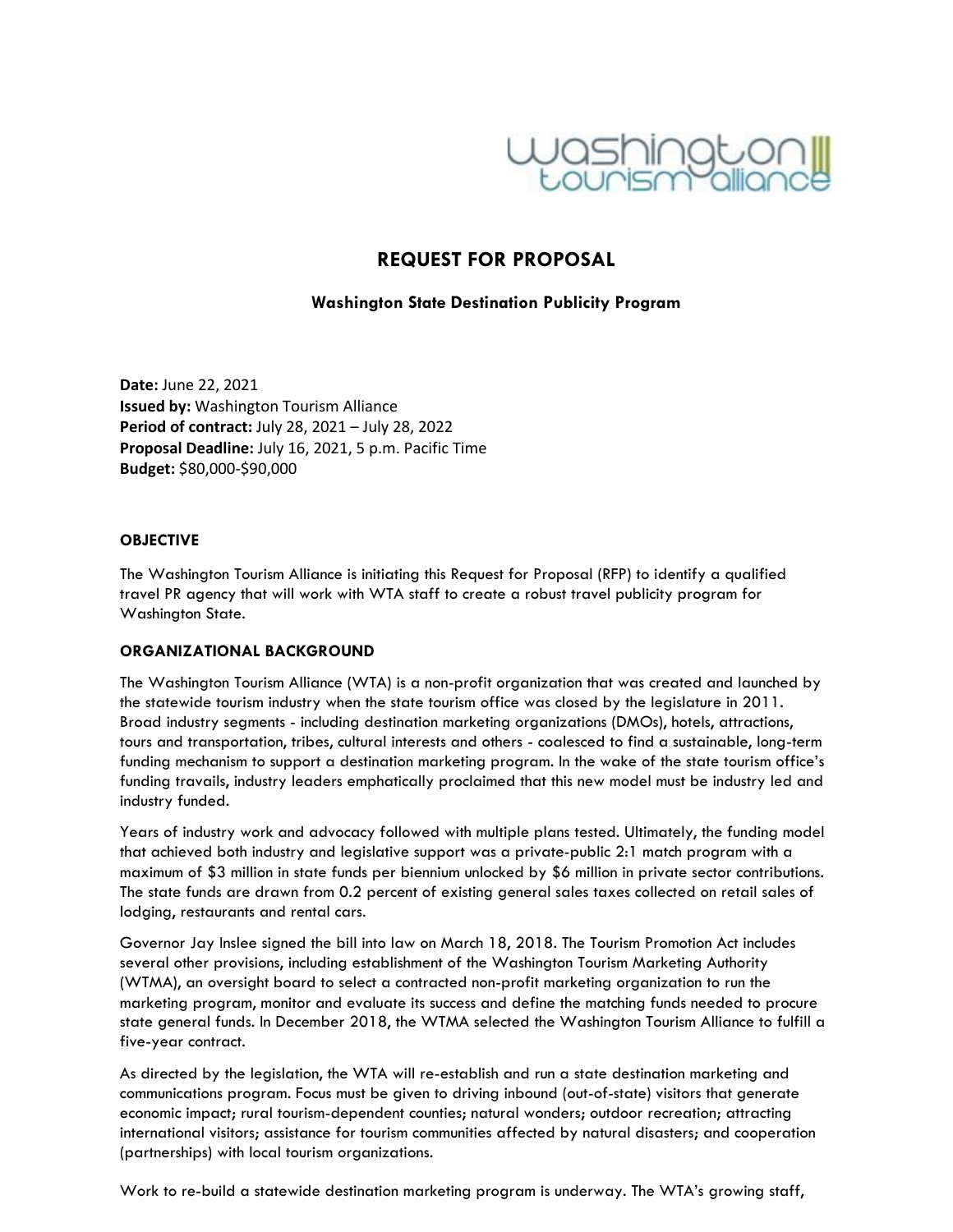# REQUEST FOR PROPOSAL

### Washington State Destination Publicity Program

**Date:** June 22, 2021
**Issued by:** Washington Tourism Alliance
**Period of contract:** July 28, 2021 – July 28, 2022
**Proposal Deadline:** July 16, 2021, 5 p.m. Pacific Time
**Budget:** $80,000-$90,000

## OBJECTIVE

The Washington Tourism Alliance is initiating this Request for Proposal (RFP) to identify a qualified travel PR agency that will work with WTA staff to create a robust travel publicity program for Washington State.

## ORGANIZATIONAL BACKGROUND

The Washington Tourism Alliance (WTA) is a non-profit organization that was created and launched by the statewide tourism industry when the state tourism office was closed by the legislature in 2011. Broad industry segments - including destination marketing organizations (DMOs), hotels, attractions, tours and transportation, tribes, cultural interests and others - coalesced to find a sustainable, long-term funding mechanism to support a destination marketing program. In the wake of the state tourism office's funding travails, industry leaders emphatically proclaimed that this new model must be industry led and industry funded.

Years of industry work and advocacy followed with multiple plans tested. Ultimately, the funding model that achieved both industry and legislative support was a private-public 2:1 match program with a maximum of $3 million in state funds per biennium unlocked by $6 million in private sector contributions. The state funds are drawn from 0.2 percent of existing general sales taxes collected on retail sales of lodging, restaurants and rental cars.

Governor Jay Inslee signed the bill into law on March 18, 2018. The Tourism Promotion Act includes several other provisions, including establishment of the Washington Tourism Marketing Authority (WTMA), an oversight board to select a contracted non-profit marketing organization to run the marketing program, monitor and evaluate its success and define the matching funds needed to procure state general funds. In December 2018, the WTMA selected the Washington Tourism Alliance to fulfill a five-year contract.

As directed by the legislation, the WTA will re-establish and run a state destination marketing and communications program. Focus must be given to driving inbound (out-of-state) visitors that generate economic impact; rural tourism-dependent counties; natural wonders; outdoor recreation; attracting international visitors; assistance for tourism communities affected by natural disasters; and cooperation (partnerships) with local tourism organizations.

Work to re-build a statewide destination marketing program is underway. The WTA's growing staff,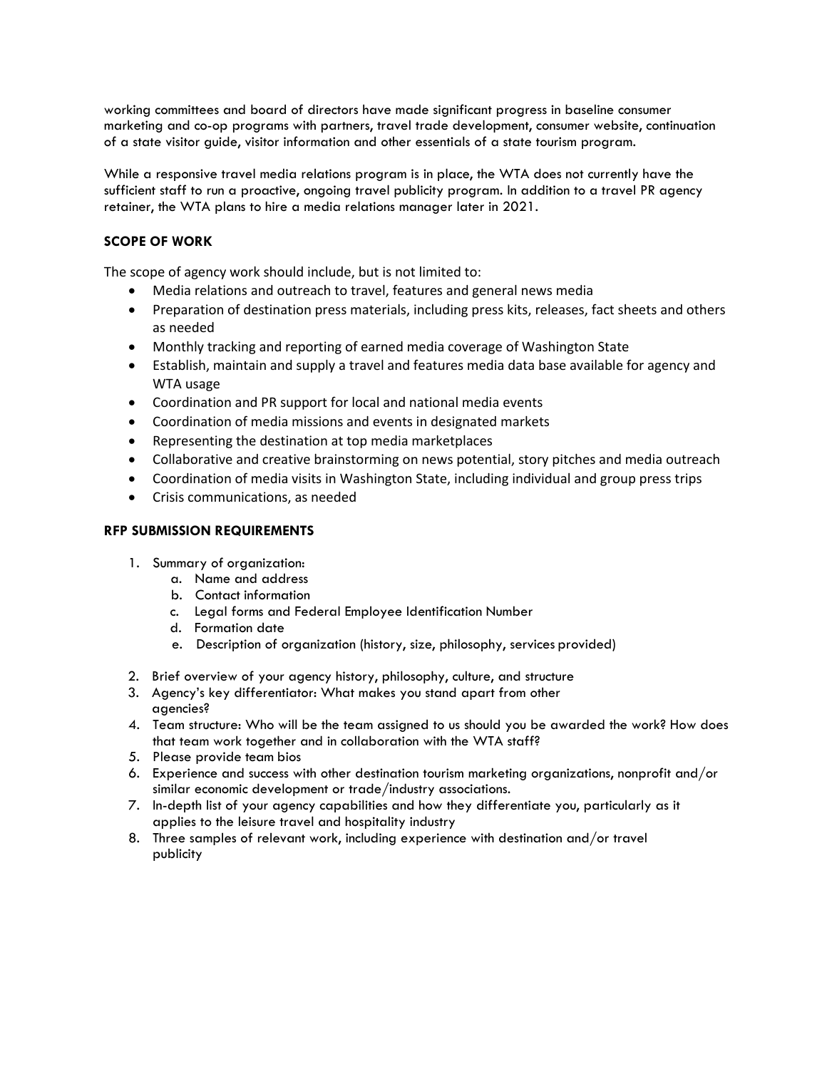working committees and board of directors have made significant progress in baseline consumer marketing and co-op programs with partners, travel trade development, consumer website, continuation of a state visitor guide, visitor information and other essentials of a state tourism program.

While a responsive travel media relations program is in place, the WTA does not currently have the sufficient staff to run a proactive, ongoing travel publicity program. In addition to a travel PR agency retainer, the WTA plans to hire a media relations manager later in 2021.

**SCOPE OF WORK**

The scope of agency work should include, but is not limited to:

- Media relations and outreach to travel, features and general news media
- Preparation of destination press materials, including press kits, releases, fact sheets and others as needed
- Monthly tracking and reporting of earned media coverage of Washington State
- Establish, maintain and supply a travel and features media data base available for agency and WTA usage
- Coordination and PR support for local and national media events
- Coordination of media missions and events in designated markets
- Representing the destination at top media marketplaces
- Collaborative and creative brainstorming on news potential, story pitches and media outreach
- Coordination of media visits in Washington State, including individual and group press trips
- Crisis communications, as needed

**RFP SUBMISSION REQUIREMENTS**

1. Summary of organization:
   a. Name and address
   b. Contact information
   c. Legal forms and Federal Employee Identification Number
   d. Formation date
   e. Description of organization (history, size, philosophy, services provided)
2. Brief overview of your agency history, philosophy, culture, and structure
3. Agency's key differentiator: What makes you stand apart from other agencies?
4. Team structure: Who will be the team assigned to us should you be awarded the work? How does that team work together and in collaboration with the WTA staff?
5. Please provide team bios
6. Experience and success with other destination tourism marketing organizations, nonprofit and/or similar economic development or trade/industry associations.
7. In-depth list of your agency capabilities and how they differentiate you, particularly as it applies to the leisure travel and hospitality industry
8. Three samples of relevant work, including experience with destination and/or travel publicity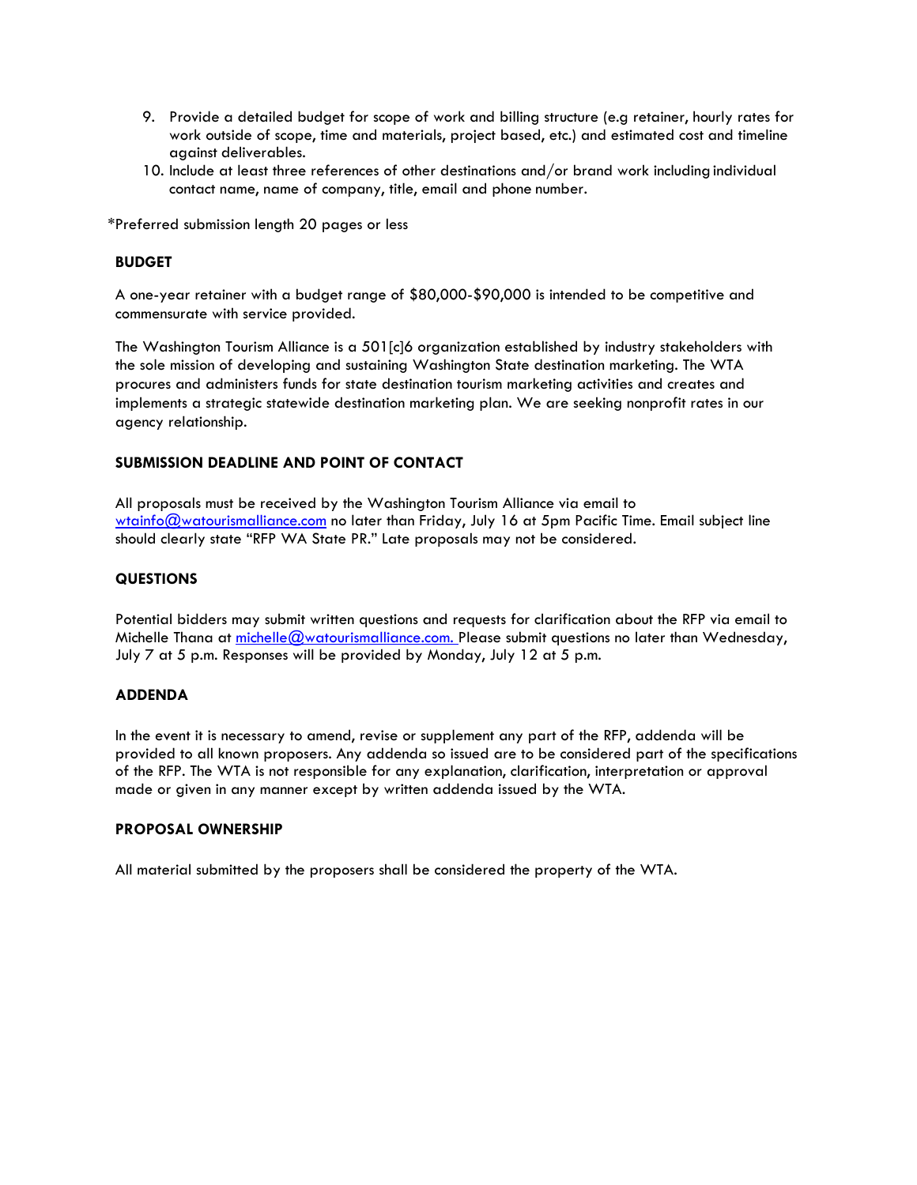9. Provide a detailed budget for scope of work and billing structure (e.g retainer, hourly rates for work outside of scope, time and materials, project based, etc.) and estimated cost and timeline against deliverables.
10. Include at least three references of other destinations and/or brand work including individual contact name, name of company, title, email and phone number.

*Preferred submission length 20 pages or less

**BUDGET**

A one-year retainer with a budget range of $80,000-$90,000 is intended to be competitive and commensurate with service provided.

The Washington Tourism Alliance is a 501[c]6 organization established by industry stakeholders with the sole mission of developing and sustaining Washington State destination marketing. The WTA procures and administers funds for state destination tourism marketing activities and creates and implements a strategic statewide destination marketing plan. We are seeking nonprofit rates in our agency relationship.

**SUBMISSION DEADLINE AND POINT OF CONTACT**

All proposals must be received by the Washington Tourism Alliance via email to wtainfo@watourismalliance.com no later than Friday, July 16 at 5pm Pacific Time. Email subject line should clearly state "RFP WA State PR." Late proposals may not be considered.

**QUESTIONS**

Potential bidders may submit written questions and requests for clarification about the RFP via email to Michelle Thana at michelle@watourismalliance.com. Please submit questions no later than Wednesday, July 7 at 5 p.m. Responses will be provided by Monday, July 12 at 5 p.m.

**ADDENDA**

In the event it is necessary to amend, revise or supplement any part of the RFP, addenda will be provided to all known proposers. Any addenda so issued are to be considered part of the specifications of the RFP. The WTA is not responsible for any explanation, clarification, interpretation or approval made or given in any manner except by written addenda issued by the WTA.

**PROPOSAL OWNERSHIP**

All material submitted by the proposers shall be considered the property of the WTA.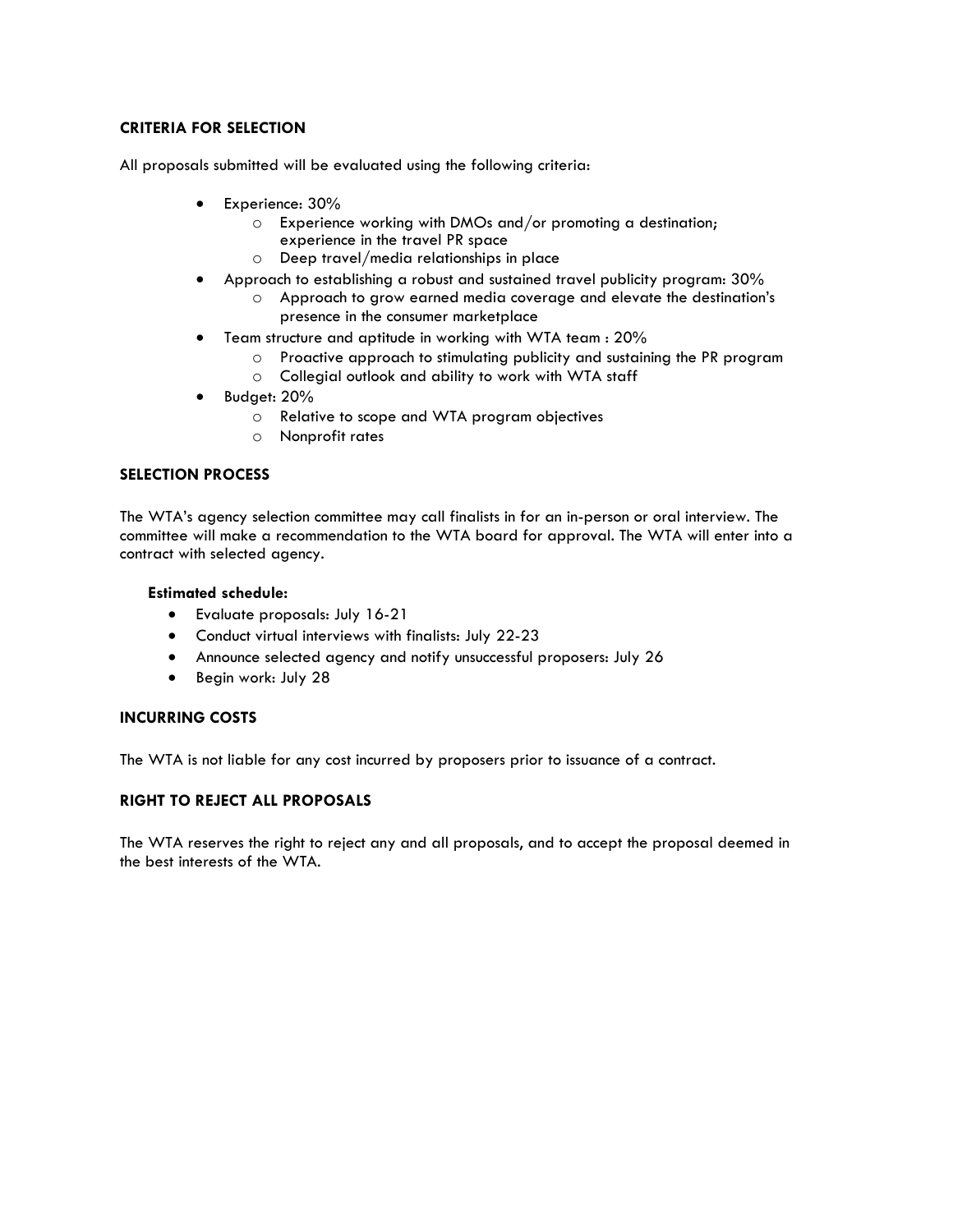## CRITERIA FOR SELECTION

All proposals submitted will be evaluated using the following criteria:

- Experience: 30%
  - Experience working with DMOs and/or promoting a destination; experience in the travel PR space
  - Deep travel/media relationships in place
- Approach to establishing a robust and sustained travel publicity program: 30%
  - Approach to grow earned media coverage and elevate the destination's presence in the consumer marketplace
- Team structure and aptitude in working with WTA team : 20%
  - Proactive approach to stimulating publicity and sustaining the PR program
  - Collegial outlook and ability to work with WTA staff
- Budget: 20%
  - Relative to scope and WTA program objectives
  - Nonprofit rates

## SELECTION PROCESS

The WTA's agency selection committee may call finalists in for an in-person or oral interview. The committee will make a recommendation to the WTA board for approval. The WTA will enter into a contract with selected agency.

**Estimated schedule:**

- Evaluate proposals: July 16-21
- Conduct virtual interviews with finalists: July 22-23
- Announce selected agency and notify unsuccessful proposers: July 26
- Begin work: July 28

## INCURRING COSTS

The WTA is not liable for any cost incurred by proposers prior to issuance of a contract.

## RIGHT TO REJECT ALL PROPOSALS

The WTA reserves the right to reject any and all proposals, and to accept the proposal deemed in the best interests of the WTA.